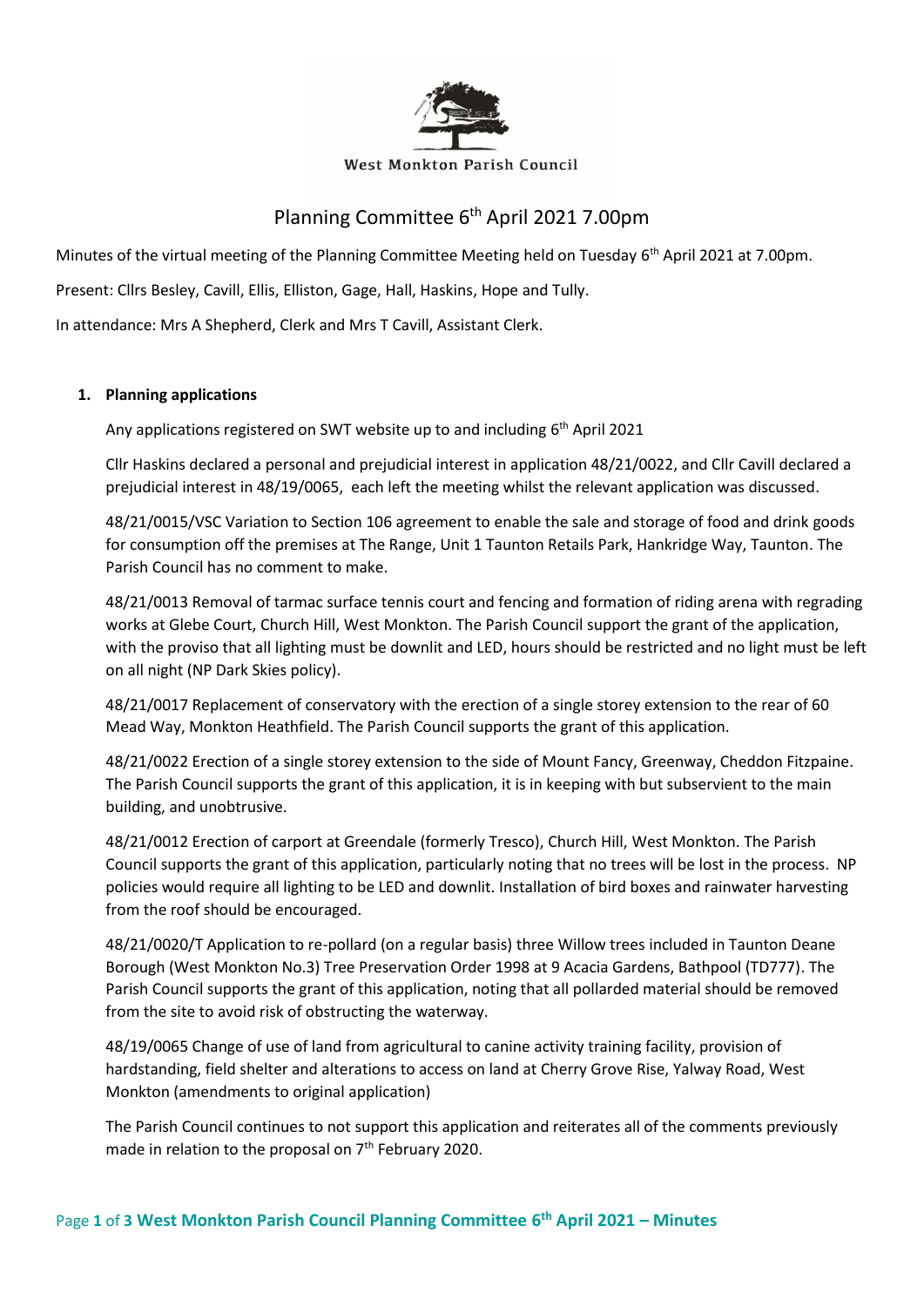West Monkton Parish Council

# Planning Committee 6th April 2021 7.00pm

Minutes of the virtual meeting of the Planning Committee Meeting held on Tuesday 6th April 2021 at 7.00pm.

Present: Cllrs Besley, Cavill, Ellis, Elliston, Gage, Hall, Haskins, Hope and Tully.

In attendance: Mrs A Shepherd, Clerk and Mrs T Cavill, Assistant Clerk.

1. **Planning applications**

   Any applications registered on SWT website up to and including 6th April 2021

   Cllr Haskins declared a personal and prejudicial interest in application 48/21/0022, and Cllr Cavill declared a prejudicial interest in 48/19/0065, each left the meeting whilst the relevant application was discussed.

   48/21/0015/VSC Variation to Section 106 agreement to enable the sale and storage of food and drink goods for consumption off the premises at The Range, Unit 1 Taunton Retails Park, Hankridge Way, Taunton. The Parish Council has no comment to make.

   48/21/0013 Removal of tarmac surface tennis court and fencing and formation of riding arena with regrading works at Glebe Court, Church Hill, West Monkton. The Parish Council support the grant of the application, with the proviso that all lighting must be downlit and LED, hours should be restricted and no light must be left on all night (NP Dark Skies policy).

   48/21/0017 Replacement of conservatory with the erection of a single storey extension to the rear of 60 Mead Way, Monkton Heathfield. The Parish Council supports the grant of this application.

   48/21/0022 Erection of a single storey extension to the side of Mount Fancy, Greenway, Cheddon Fitzpaine. The Parish Council supports the grant of this application, it is in keeping with but subservient to the main building, and unobtrusive.

   48/21/0012 Erection of carport at Greendale (formerly Tresco), Church Hill, West Monkton. The Parish Council supports the grant of this application, particularly noting that no trees will be lost in the process. NP policies would require all lighting to be LED and downlit. Installation of bird boxes and rainwater harvesting from the roof should be encouraged.

   48/21/0020/T Application to re-pollard (on a regular basis) three Willow trees included in Taunton Deane Borough (West Monkton No.3) Tree Preservation Order 1998 at 9 Acacia Gardens, Bathpool (TD777). The Parish Council supports the grant of this application, noting that all pollarded material should be removed from the site to avoid risk of obstructing the waterway.

   48/19/0065 Change of use of land from agricultural to canine activity training facility, provision of hardstanding, field shelter and alterations to access on land at Cherry Grove Rise, Yalway Road, West Monkton (amendments to original application)

   The Parish Council continues to not support this application and reiterates all of the comments previously made in relation to the proposal on 7th February 2020.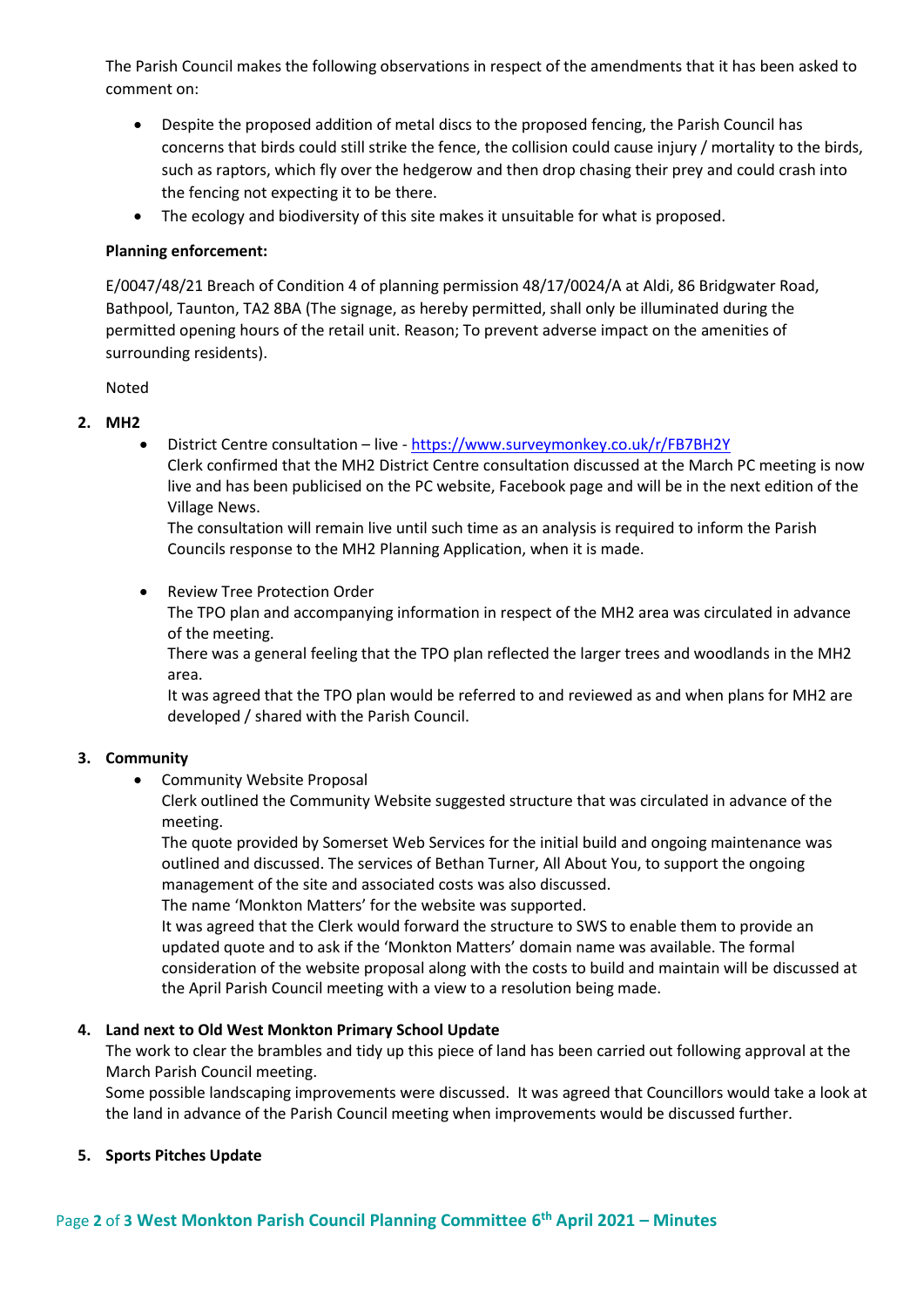The Parish Council makes the following observations in respect of the amendments that it has been asked to comment on:

- Despite the proposed addition of metal discs to the proposed fencing, the Parish Council has concerns that birds could still strike the fence, the collision could cause injury / mortality to the birds, such as raptors, which fly over the hedgerow and then drop chasing their prey and could crash into the fencing not expecting it to be there.
- The ecology and biodiversity of this site makes it unsuitable for what is proposed.

**Planning enforcement:**

E/0047/48/21 Breach of Condition 4 of planning permission 48/17/0024/A at Aldi, 86 Bridgwater Road, Bathpool, Taunton, TA2 8BA (The signage, as hereby permitted, shall only be illuminated during the permitted opening hours of the retail unit. Reason; To prevent adverse impact on the amenities of surrounding residents).

Noted

2. **MH2**
   - District Centre consultation – live - https://www.surveymonkey.co.uk/r/FB7BH2Y
     Clerk confirmed that the MH2 District Centre consultation discussed at the March PC meeting is now live and has been publicised on the PC website, Facebook page and will be in the next edition of the Village News.
     The consultation will remain live until such time as an analysis is required to inform the Parish Councils response to the MH2 Planning Application, when it is made.

   - Review Tree Protection Order
     The TPO plan and accompanying information in respect of the MH2 area was circulated in advance of the meeting.
     There was a general feeling that the TPO plan reflected the larger trees and woodlands in the MH2 area.
     It was agreed that the TPO plan would be referred to and reviewed as and when plans for MH2 are developed / shared with the Parish Council.

3. **Community**
   - Community Website Proposal
     Clerk outlined the Community Website suggested structure that was circulated in advance of the meeting.
     The quote provided by Somerset Web Services for the initial build and ongoing maintenance was outlined and discussed. The services of Bethan Turner, All About You, to support the ongoing management of the site and associated costs was also discussed.
     The name 'Monkton Matters' for the website was supported.
     It was agreed that the Clerk would forward the structure to SWS to enable them to provide an updated quote and to ask if the 'Monkton Matters' domain name was available. The formal consideration of the website proposal along with the costs to build and maintain will be discussed at the April Parish Council meeting with a view to a resolution being made.

4. **Land next to Old West Monkton Primary School Update**
   The work to clear the brambles and tidy up this piece of land has been carried out following approval at the March Parish Council meeting.
   Some possible landscaping improvements were discussed. It was agreed that Councillors would take a look at the land in advance of the Parish Council meeting when improvements would be discussed further.

5. **Sports Pitches Update**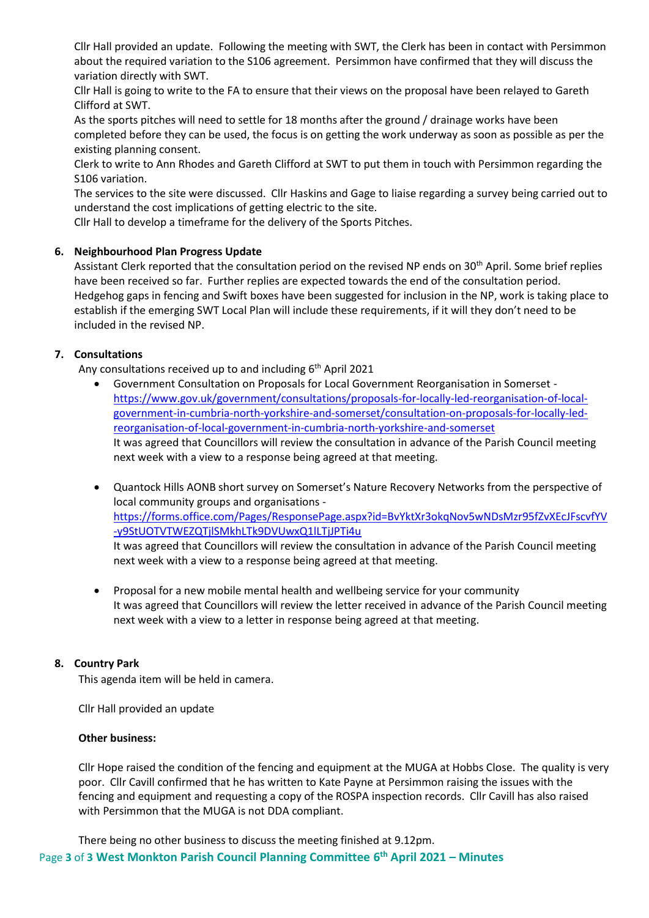Cllr Hall provided an update. Following the meeting with SWT, the Clerk has been in contact with Persimmon about the required variation to the S106 agreement. Persimmon have confirmed that they will discuss the variation directly with SWT.

Cllr Hall is going to write to the FA to ensure that their views on the proposal have been relayed to Gareth Clifford at SWT.

As the sports pitches will need to settle for 18 months after the ground / drainage works have been completed before they can be used, the focus is on getting the work underway as soon as possible as per the existing planning consent.

Clerk to write to Ann Rhodes and Gareth Clifford at SWT to put them in touch with Persimmon regarding the S106 variation.

The services to the site were discussed. Cllr Haskins and Gage to liaise regarding a survey being carried out to understand the cost implications of getting electric to the site.

Cllr Hall to develop a timeframe for the delivery of the Sports Pitches.

## 6. Neighbourhood Plan Progress Update

Assistant Clerk reported that the consultation period on the revised NP ends on 30th April. Some brief replies have been received so far. Further replies are expected towards the end of the consultation period. Hedgehog gaps in fencing and Swift boxes have been suggested for inclusion in the NP, work is taking place to establish if the emerging SWT Local Plan will include these requirements, if it will they don't need to be included in the revised NP.

## 7. Consultations

Any consultations received up to and including 6th April 2021

- Government Consultation on Proposals for Local Government Reorganisation in Somerset - https://www.gov.uk/government/consultations/proposals-for-locally-led-reorganisation-of-local-government-in-cumbria-north-yorkshire-and-somerset/consultation-on-proposals-for-locally-led-reorganisation-of-local-government-in-cumbria-north-yorkshire-and-somerset
  It was agreed that Councillors will review the consultation in advance of the Parish Council meeting next week with a view to a response being agreed at that meeting.

- Quantock Hills AONB short survey on Somerset's Nature Recovery Networks from the perspective of local community groups and organisations - https://forms.office.com/Pages/ResponsePage.aspx?id=BvYktXr3okqNov5wNDsMzr95fZvXEcJFscvfYV-y9StUOTVTWEZQTjlSMkhLTk9DVUwxQ1lLTjJPTi4u
  It was agreed that Councillors will review the consultation in advance of the Parish Council meeting next week with a view to a response being agreed at that meeting.

- Proposal for a new mobile mental health and wellbeing service for your community
  It was agreed that Councillors will review the letter received in advance of the Parish Council meeting next week with a view to a letter in response being agreed at that meeting.

## 8. Country Park

This agenda item will be held in camera.

Cllr Hall provided an update

**Other business:**

Cllr Hope raised the condition of the fencing and equipment at the MUGA at Hobbs Close. The quality is very poor. Cllr Cavill confirmed that he has written to Kate Payne at Persimmon raising the issues with the fencing and equipment and requesting a copy of the ROSPA inspection records. Cllr Cavill has also raised with Persimmon that the MUGA is not DDA compliant.

There being no other business to discuss the meeting finished at 9.12pm.